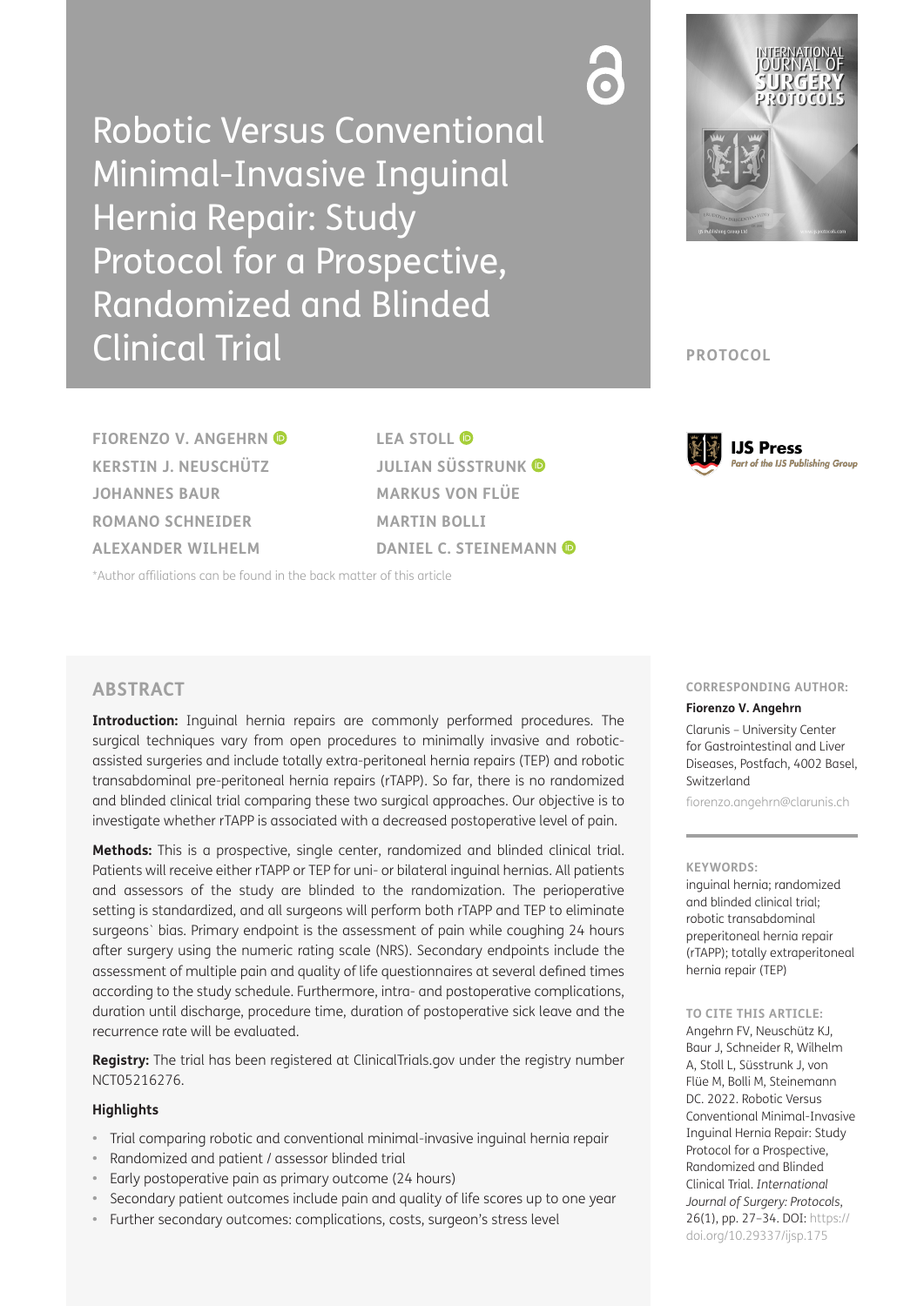# Robotic Versus Conventional Minimal-Invasive Inguinal Hernia Repair: Study Protocol for a Prospective, Randomized and Blinded Clinical Trial

PROTOCOL

**FIORENZO V. ANGEHRN**
**KERSTIN J. NEUSCHÜTZ**
**JOHANNES BAUR**
**ROMANO SCHNEIDER**
**ALEXANDER WILHELM**
**LEA STOLL**
**JULIAN SÜSSTRUNK**
**MARKUS VON FLÜE**
**MARTIN BOLLI**
**DANIEL C. STEINEMANN**

*Author affiliations can be found in the back matter of this article

## ABSTRACT

**Introduction:** Inguinal hernia repairs are commonly performed procedures. The surgical techniques vary from open procedures to minimally invasive and robotic-assisted surgeries and include totally extra-peritoneal hernia repairs (TEP) and robotic transabdominal pre-peritoneal hernia repairs (rTAPP). So far, there is no randomized and blinded clinical trial comparing these two surgical approaches. Our objective is to investigate whether rTAPP is associated with a decreased postoperative level of pain.

**Methods:** This is a prospective, single center, randomized and blinded clinical trial. Patients will receive either rTAPP or TEP for uni- or bilateral inguinal hernias. All patients and assessors of the study are blinded to the randomization. The perioperative setting is standardized, and all surgeons will perform both rTAPP and TEP to eliminate surgeons` bias. Primary endpoint is the assessment of pain while coughing 24 hours after surgery using the numeric rating scale (NRS). Secondary endpoints include the assessment of multiple pain and quality of life questionnaires at several defined times according to the study schedule. Furthermore, intra- and postoperative complications, duration until discharge, procedure time, duration of postoperative sick leave and the recurrence rate will be evaluated.

**Registry:** The trial has been registered at ClinicalTrials.gov under the registry number NCT05216276.

### Highlights

- Trial comparing robotic and conventional minimal-invasive inguinal hernia repair
- Randomized and patient / assessor blinded trial
- Early postoperative pain as primary outcome (24 hours)
- Secondary patient outcomes include pain and quality of life scores up to one year
- Further secondary outcomes: complications, costs, surgeon's stress level

**CORRESPONDING AUTHOR:**

**Fiorenzo V. Angehrn**

Clarunis – University Center for Gastrointestinal and Liver Diseases, Postfach, 4002 Basel, Switzerland

fiorenzo.angehrn@clarunis.ch

**KEYWORDS:**

inguinal hernia; randomized and blinded clinical trial; robotic transabdominal preperitoneal hernia repair (rTAPP); totally extraperitoneal hernia repair (TEP)

**TO CITE THIS ARTICLE:**

Angehrn FV, Neuschütz KJ, Baur J, Schneider R, Wilhelm A, Stoll L, Süsstrunk J, von Flüe M, Bolli M, Steinemann DC. 2022. Robotic Versus Conventional Minimal-Invasive Inguinal Hernia Repair: Study Protocol for a Prospective, Randomized and Blinded Clinical Trial. *International Journal of Surgery: Protocols*, 26(1), pp. 27–34. DOI: https://doi.org/10.29337/ijsp.175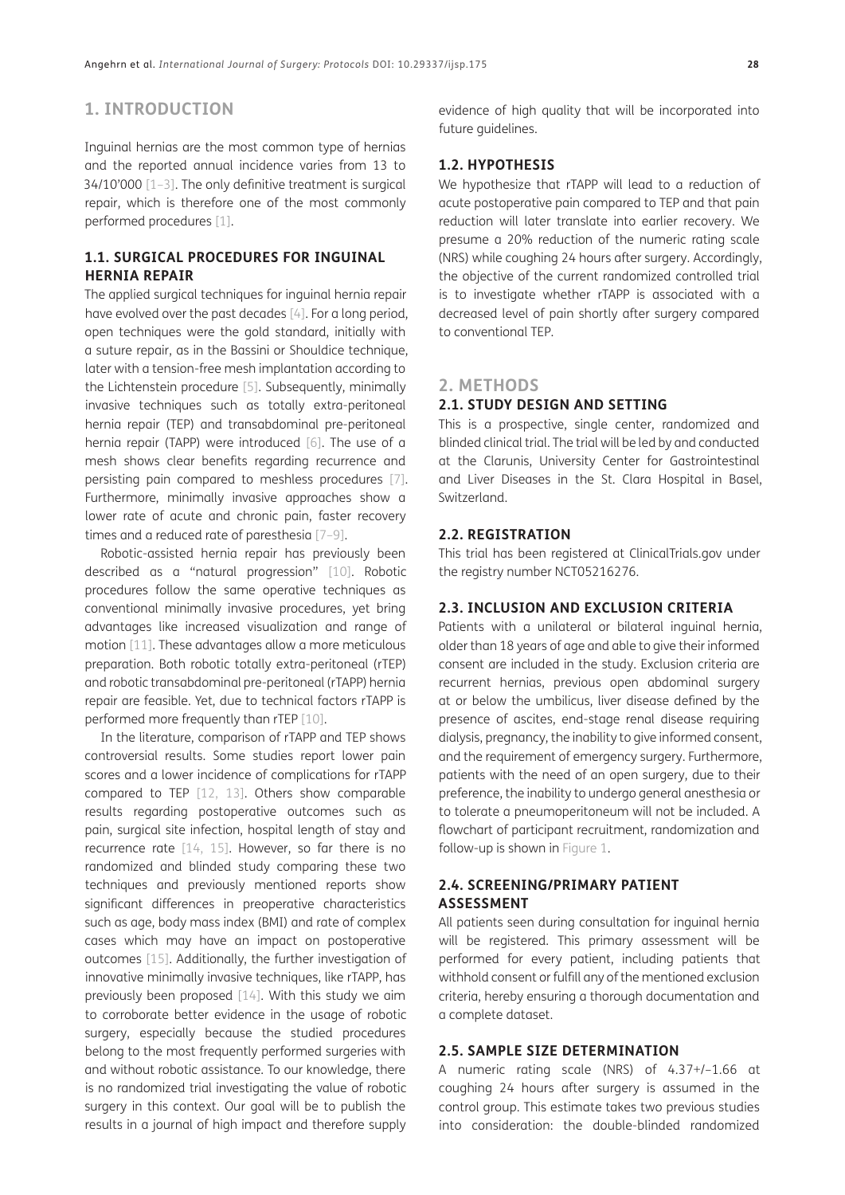## 1. INTRODUCTION

Inguinal hernias are the most common type of hernias and the reported annual incidence varies from 13 to 34/10'000 [1–3]. The only definitive treatment is surgical repair, which is therefore one of the most commonly performed procedures [1].

### 1.1. SURGICAL PROCEDURES FOR INGUINAL HERNIA REPAIR

The applied surgical techniques for inguinal hernia repair have evolved over the past decades [4]. For a long period, open techniques were the gold standard, initially with a suture repair, as in the Bassini or Shouldice technique, later with a tension-free mesh implantation according to the Lichtenstein procedure [5]. Subsequently, minimally invasive techniques such as totally extra-peritoneal hernia repair (TEP) and transabdominal pre-peritoneal hernia repair (TAPP) were introduced [6]. The use of a mesh shows clear benefits regarding recurrence and persisting pain compared to meshless procedures [7]. Furthermore, minimally invasive approaches show a lower rate of acute and chronic pain, faster recovery times and a reduced rate of paresthesia [7–9].

Robotic-assisted hernia repair has previously been described as a "natural progression" [10]. Robotic procedures follow the same operative techniques as conventional minimally invasive procedures, yet bring advantages like increased visualization and range of motion [11]. These advantages allow a more meticulous preparation. Both robotic totally extra-peritoneal (rTEP) and robotic transabdominal pre-peritoneal (rTAPP) hernia repair are feasible. Yet, due to technical factors rTAPP is performed more frequently than rTEP [10].

In the literature, comparison of rTAPP and TEP shows controversial results. Some studies report lower pain scores and a lower incidence of complications for rTAPP compared to TEP [12, 13]. Others show comparable results regarding postoperative outcomes such as pain, surgical site infection, hospital length of stay and recurrence rate [14, 15]. However, so far there is no randomized and blinded study comparing these two techniques and previously mentioned reports show significant differences in preoperative characteristics such as age, body mass index (BMI) and rate of complex cases which may have an impact on postoperative outcomes [15]. Additionally, the further investigation of innovative minimally invasive techniques, like rTAPP, has previously been proposed [14]. With this study we aim to corroborate better evidence in the usage of robotic surgery, especially because the studied procedures belong to the most frequently performed surgeries with and without robotic assistance. To our knowledge, there is no randomized trial investigating the value of robotic surgery in this context. Our goal will be to publish the results in a journal of high impact and therefore supply evidence of high quality that will be incorporated into future guidelines.

### 1.2. HYPOTHESIS

We hypothesize that rTAPP will lead to a reduction of acute postoperative pain compared to TEP and that pain reduction will later translate into earlier recovery. We presume a 20% reduction of the numeric rating scale (NRS) while coughing 24 hours after surgery. Accordingly, the objective of the current randomized controlled trial is to investigate whether rTAPP is associated with a decreased level of pain shortly after surgery compared to conventional TEP.

## 2. METHODS

### 2.1. STUDY DESIGN AND SETTING

This is a prospective, single center, randomized and blinded clinical trial. The trial will be led by and conducted at the Clarunis, University Center for Gastrointestinal and Liver Diseases in the St. Clara Hospital in Basel, Switzerland.

### 2.2. REGISTRATION

This trial has been registered at ClinicalTrials.gov under the registry number NCT05216276.

### 2.3. INCLUSION AND EXCLUSION CRITERIA

Patients with a unilateral or bilateral inguinal hernia, older than 18 years of age and able to give their informed consent are included in the study. Exclusion criteria are recurrent hernias, previous open abdominal surgery at or below the umbilicus, liver disease defined by the presence of ascites, end-stage renal disease requiring dialysis, pregnancy, the inability to give informed consent, and the requirement of emergency surgery. Furthermore, patients with the need of an open surgery, due to their preference, the inability to undergo general anesthesia or to tolerate a pneumoperitoneum will not be included. A flowchart of participant recruitment, randomization and follow-up is shown in Figure 1.

### 2.4. SCREENING/PRIMARY PATIENT ASSESSMENT

All patients seen during consultation for inguinal hernia will be registered. This primary assessment will be performed for every patient, including patients that withhold consent or fulfill any of the mentioned exclusion criteria, hereby ensuring a thorough documentation and a complete dataset.

### 2.5. SAMPLE SIZE DETERMINATION

A numeric rating scale (NRS) of 4.37+/–1.66 at coughing 24 hours after surgery is assumed in the control group. This estimate takes two previous studies into consideration: the double-blinded randomized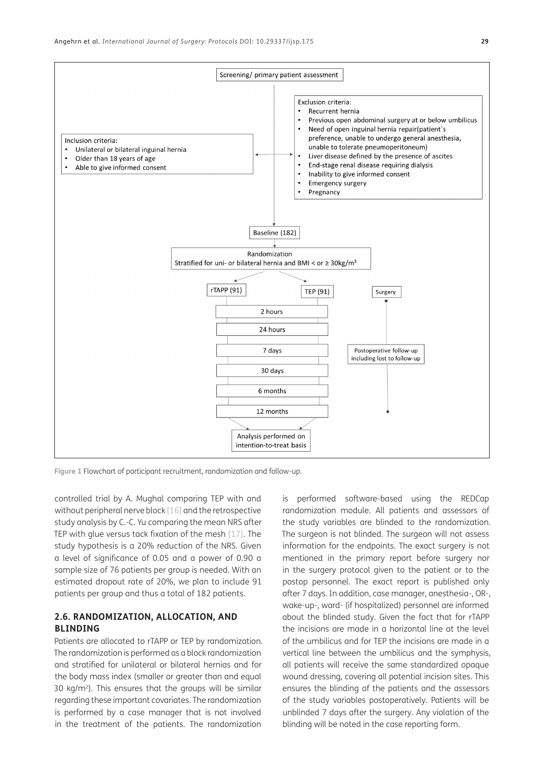Screening/ primary patient assessment

Inclusion criteria:
- Unilateral or bilateral inguinal hernia
- Older than 18 years of age
- Able to give informed consent

Exclusion criteria:
- Recurrent hernia
- Previous open abdominal surgery at or below umbilicus
- Need of open inguinal hernia repair(patient`s preference, unable to undergo general anesthesia, unable to tolerate pneumoperitoneum)
- Liver disease defined by the presence of ascites
- End-stage renal disease requiring dialysis
- Inability to give informed consent
- Emergency surgery
- Pregnancy

Baseline (182)

Randomization
Stratified for uni- or bilateral hernia and BMI < or ≥ 30kg/m²

rTAPP (91)

TEP (91)

Surgery

2 hours

24 hours

7 days

Postoperative follow-up including lost to follow-up

30 days

6 months

12 months

Analysis performed on intention-to-treat basis

Figure 1 Flowchart of participant recruitment, randomization and follow-up.

controlled trial by A. Mughal comparing TEP with and without peripheral nerve block [16] and the retrospective study analysis by C.-C. Yu comparing the mean NRS after TEP with glue versus tack fixation of the mesh [17]. The study hypothesis is a 20% reduction of the NRS. Given a level of significance of 0.05 and a power of 0.90 a sample size of 76 patients per group is needed. With an estimated dropout rate of 20%, we plan to include 91 patients per group and thus a total of 182 patients.

## 2.6. RANDOMIZATION, ALLOCATION, AND BLINDING

Patients are allocated to rTAPP or TEP by randomization. The randomization is performed as a block randomization and stratified for unilateral or bilateral hernias and for the body mass index (smaller or greater than and equal 30 kg/m²). This ensures that the groups will be similar regarding these important covariates. The randomization is performed by a case manager that is not involved in the treatment of the patients. The randomization is performed software-based using the REDCap randomization module. All patients and assessors of the study variables are blinded to the randomization. The surgeon is not blinded. The surgeon will not assess information for the endpoints. The exact surgery is not mentioned in the primary report before surgery nor in the surgery protocol given to the patient or to the postop personnel. The exact report is published only after 7 days. In addition, case manager, anesthesia-, OR-, wake-up-, ward- (if hospitalized) personnel are informed about the blinded study. Given the fact that for rTAPP the incisions are made in a horizontal line at the level of the umbilicus and for TEP the incisions are made in a vertical line between the umbilicus and the symphysis, all patients will receive the same standardized opaque wound dressing, covering all potential incision sites. This ensures the blinding of the patients and the assessors of the study variables postoperatively. Patients will be unblinded 7 days after the surgery. Any violation of the blinding will be noted in the case reporting form.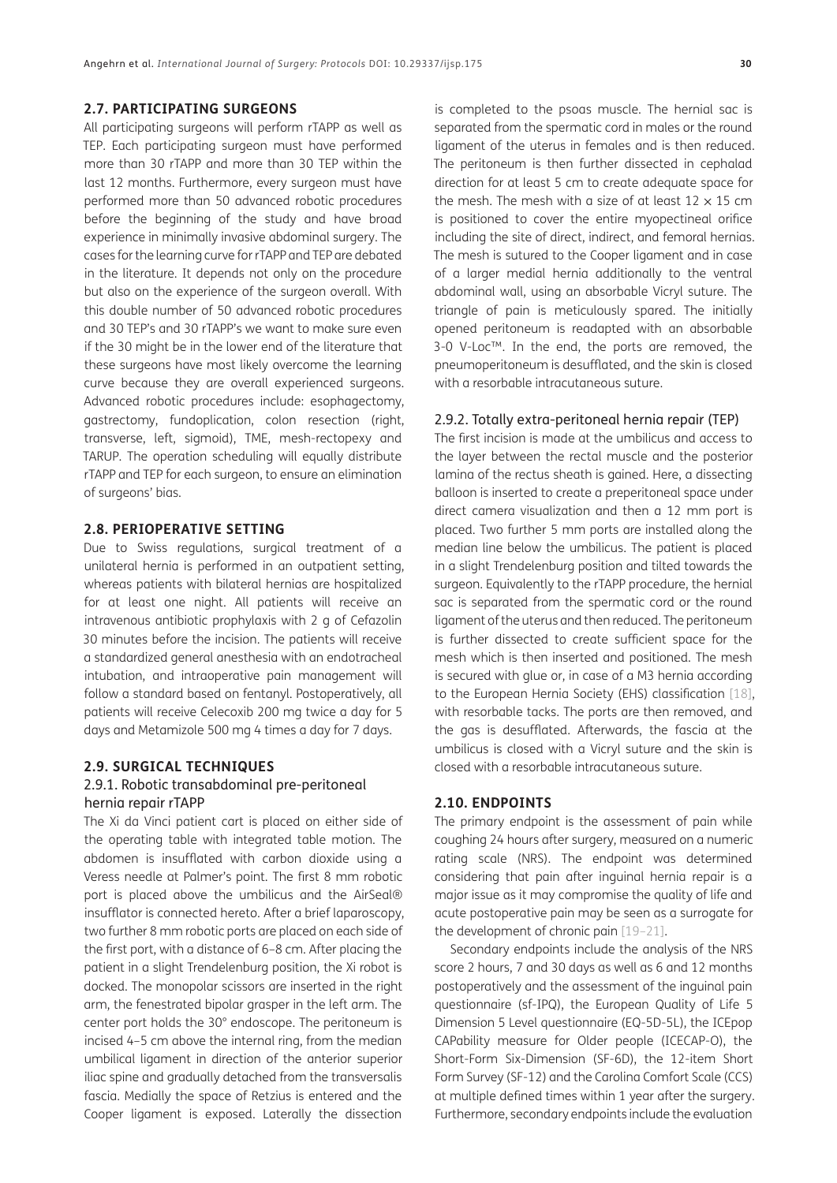### 2.7. PARTICIPATING SURGEONS

All participating surgeons will perform rTAPP as well as TEP. Each participating surgeon must have performed more than 30 rTAPP and more than 30 TEP within the last 12 months. Furthermore, every surgeon must have performed more than 50 advanced robotic procedures before the beginning of the study and have broad experience in minimally invasive abdominal surgery. The cases for the learning curve for rTAPP and TEP are debated in the literature. It depends not only on the procedure but also on the experience of the surgeon overall. With this double number of 50 advanced robotic procedures and 30 TEP's and 30 rTAPP's we want to make sure even if the 30 might be in the lower end of the literature that these surgeons have most likely overcome the learning curve because they are overall experienced surgeons. Advanced robotic procedures include: esophagectomy, gastrectomy, fundoplication, colon resection (right, transverse, left, sigmoid), TME, mesh-rectopexy and TARUP. The operation scheduling will equally distribute rTAPP and TEP for each surgeon, to ensure an elimination of surgeons' bias.

### 2.8. PERIOPERATIVE SETTING

Due to Swiss regulations, surgical treatment of a unilateral hernia is performed in an outpatient setting, whereas patients with bilateral hernias are hospitalized for at least one night. All patients will receive an intravenous antibiotic prophylaxis with 2 g of Cefazolin 30 minutes before the incision. The patients will receive a standardized general anesthesia with an endotracheal intubation, and intraoperative pain management will follow a standard based on fentanyl. Postoperatively, all patients will receive Celecoxib 200 mg twice a day for 5 days and Metamizole 500 mg 4 times a day for 7 days.

### 2.9. SURGICAL TECHNIQUES

#### 2.9.1. Robotic transabdominal pre-peritoneal hernia repair rTAPP

The Xi da Vinci patient cart is placed on either side of the operating table with integrated table motion. The abdomen is insufflated with carbon dioxide using a Veress needle at Palmer's point. The first 8 mm robotic port is placed above the umbilicus and the AirSeal® insufflator is connected hereto. After a brief laparoscopy, two further 8 mm robotic ports are placed on each side of the first port, with a distance of 6–8 cm. After placing the patient in a slight Trendelenburg position, the Xi robot is docked. The monopolar scissors are inserted in the right arm, the fenestrated bipolar grasper in the left arm. The center port holds the 30° endoscope. The peritoneum is incised 4–5 cm above the internal ring, from the median umbilical ligament in direction of the anterior superior iliac spine and gradually detached from the transversalis fascia. Medially the space of Retzius is entered and the Cooper ligament is exposed. Laterally the dissection is completed to the psoas muscle. The hernial sac is separated from the spermatic cord in males or the round ligament of the uterus in females and is then reduced. The peritoneum is then further dissected in cephalad direction for at least 5 cm to create adequate space for the mesh. The mesh with a size of at least $12 \times 15$ cm is positioned to cover the entire myopectineal orifice including the site of direct, indirect, and femoral hernias. The mesh is sutured to the Cooper ligament and in case of a larger medial hernia additionally to the ventral abdominal wall, using an absorbable Vicryl suture. The triangle of pain is meticulously spared. The initially opened peritoneum is readapted with an absorbable 3-0 V-Loc™. In the end, the ports are removed, the pneumoperitoneum is desufflated, and the skin is closed with a resorbable intracutaneous suture.

#### 2.9.2. Totally extra-peritoneal hernia repair (TEP)

The first incision is made at the umbilicus and access to the layer between the rectal muscle and the posterior lamina of the rectus sheath is gained. Here, a dissecting balloon is inserted to create a preperitoneal space under direct camera visualization and then a 12 mm port is placed. Two further 5 mm ports are installed along the median line below the umbilicus. The patient is placed in a slight Trendelenburg position and tilted towards the surgeon. Equivalently to the rTAPP procedure, the hernial sac is separated from the spermatic cord or the round ligament of the uterus and then reduced. The peritoneum is further dissected to create sufficient space for the mesh which is then inserted and positioned. The mesh is secured with glue or, in case of a M3 hernia according to the European Hernia Society (EHS) classification [18], with resorbable tacks. The ports are then removed, and the gas is desufflated. Afterwards, the fascia at the umbilicus is closed with a Vicryl suture and the skin is closed with a resorbable intracutaneous suture.

### 2.10. ENDPOINTS

The primary endpoint is the assessment of pain while coughing 24 hours after surgery, measured on a numeric rating scale (NRS). The endpoint was determined considering that pain after inguinal hernia repair is a major issue as it may compromise the quality of life and acute postoperative pain may be seen as a surrogate for the development of chronic pain [19–21].

Secondary endpoints include the analysis of the NRS score 2 hours, 7 and 30 days as well as 6 and 12 months postoperatively and the assessment of the inguinal pain questionnaire (sf-IPQ), the European Quality of Life 5 Dimension 5 Level questionnaire (EQ-5D-5L), the ICEpop CAPability measure for Older people (ICECAP-O), the Short-Form Six-Dimension (SF-6D), the 12-item Short Form Survey (SF-12) and the Carolina Comfort Scale (CCS) at multiple defined times within 1 year after the surgery. Furthermore, secondary endpoints include the evaluation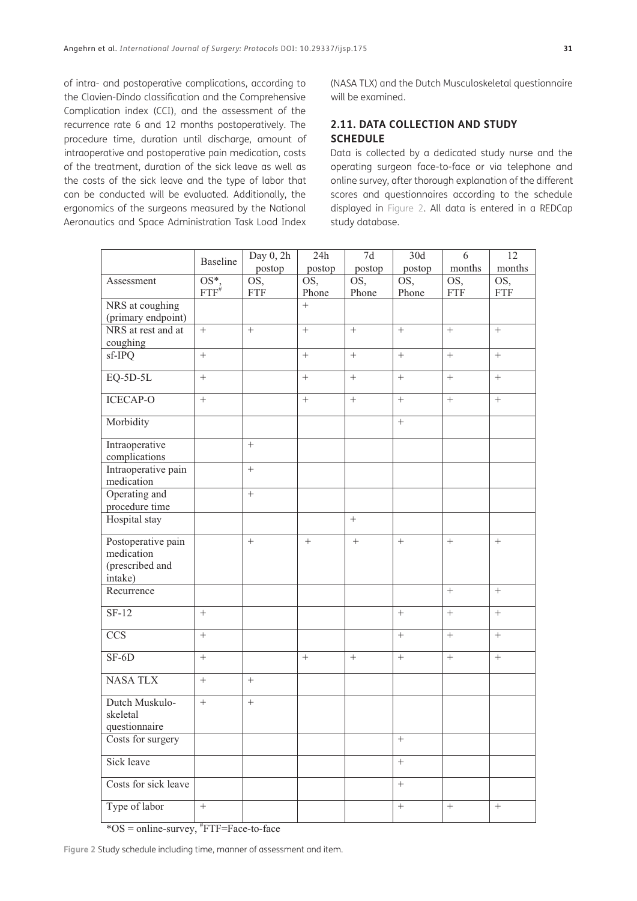of intra- and postoperative complications, according to the Clavien-Dindo classification and the Comprehensive Complication index (CCI), and the assessment of the recurrence rate 6 and 12 months postoperatively. The procedure time, duration until discharge, amount of intraoperative and postoperative pain medication, costs of the treatment, duration of the sick leave as well as the costs of the sick leave and the type of labor that can be conducted will be evaluated. Additionally, the ergonomics of the surgeons measured by the National Aeronautics and Space Administration Task Load Index (NASA TLX) and the Dutch Musculoskeletal questionnaire will be examined.

### 2.11. DATA COLLECTION AND STUDY SCHEDULE

Data is collected by a dedicated study nurse and the operating surgeon face-to-face or via telephone and online survey, after thorough explanation of the different scores and questionnaires according to the schedule displayed in Figure 2. All data is entered in a REDCap study database.

| | Baseline | Day 0, 2h postop | 24h postop | 7d postop | 30d postop | 6 months | 12 months |
|---|---|---|---|---|---|---|---|
| Assessment | OS*, FTF[#] | OS, FTF | OS, Phone | OS, Phone | OS, Phone | OS, FTF | OS, FTF |
| NRS at coughing (primary endpoint) | | | + | | | | |
| NRS at rest and at coughing | + | + | + | + | + | + | + |
| sf-IPQ | + | | + | + | + | + | + |
| EQ-5D-5L | + | | + | + | + | + | + |
| ICECAP-O | + | | + | + | + | + | + |
| Morbidity | | | | | + | | |
| Intraoperative complications | | + | | | | | |
| Intraoperative pain medication | | + | | | | | |
| Operating and procedure time | | + | | | | | |
| Hospital stay | | | | + | | | |
| Postoperative pain medication (prescribed and intake) | | + | + | + | + | + | + |
| Recurrence | | | | | | + | + |
| SF-12 | + | | | | + | + | + |
| CCS | + | | | | + | + | + |
| SF-6D | + | | + | + | + | + | + |
| NASA TLX | + | + | | | | | |
| Dutch Muskulo-skeletal questionnaire | + | + | | | | | |
| Costs for surgery | | | | | + | | |
| Sick leave | | | | | + | | |
| Costs for sick leave | | | | | + | | |
| Type of labor | + | | | | + | + | + |

*OS = online-survey, [#]FTF=Face-to-face

Figure 2 Study schedule including time, manner of assessment and item.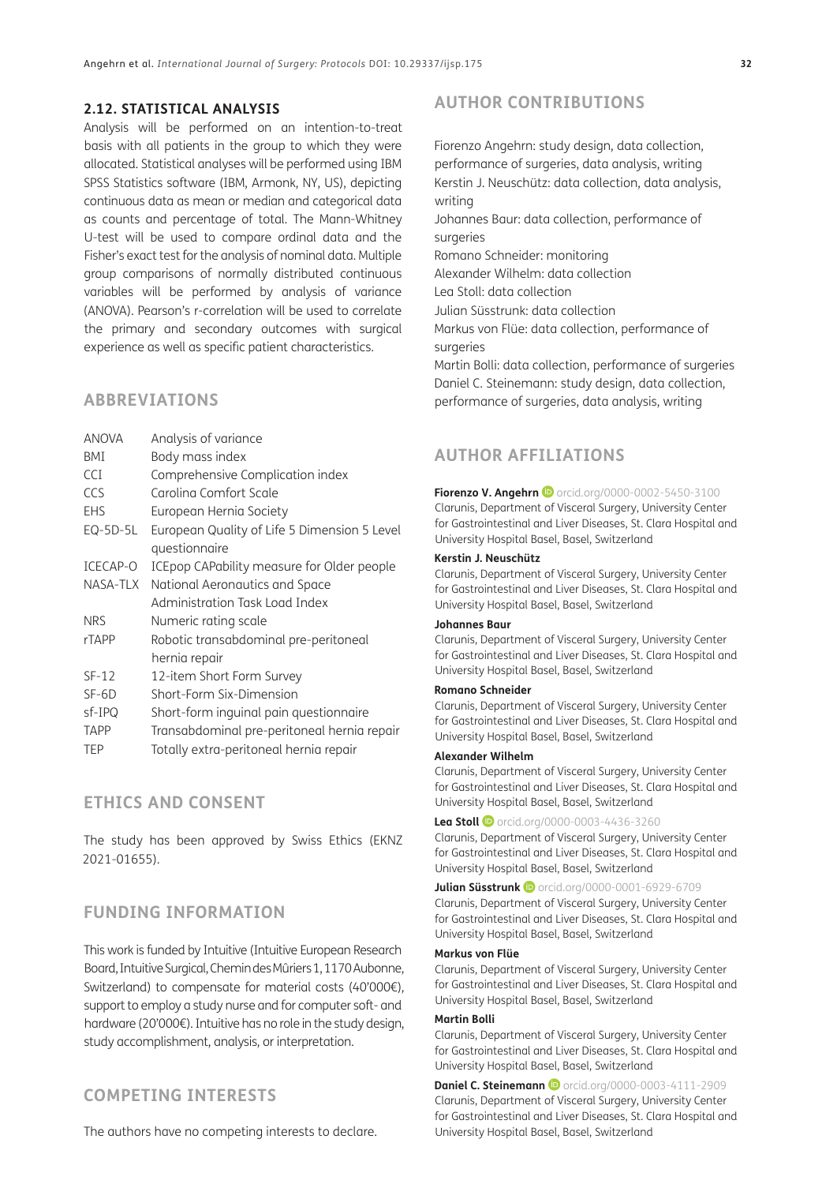### 2.12. STATISTICAL ANALYSIS

Analysis will be performed on an intention-to-treat basis with all patients in the group to which they were allocated. Statistical analyses will be performed using IBM SPSS Statistics software (IBM, Armonk, NY, US), depicting continuous data as mean or median and categorical data as counts and percentage of total. The Mann-Whitney U-test will be used to compare ordinal data and the Fisher's exact test for the analysis of nominal data. Multiple group comparisons of normally distributed continuous variables will be performed by analysis of variance (ANOVA). Pearson's r-correlation will be used to correlate the primary and secondary outcomes with surgical experience as well as specific patient characteristics.

## ABBREVIATIONS

| | |
|---|---|
| ANOVA | Analysis of variance |
| BMI | Body mass index |
| CCI | Comprehensive Complication index |
| CCS | Carolina Comfort Scale |
| EHS | European Hernia Society |
| EQ-5D-5L | European Quality of Life 5 Dimension 5 Level questionnaire |
| ICECAP-O | ICEpop CAPability measure for Older people |
| NASA-TLX | National Aeronautics and Space Administration Task Load Index |
| NRS | Numeric rating scale |
| rTAPP | Robotic transabdominal pre-peritoneal hernia repair |
| SF-12 | 12-item Short Form Survey |
| SF-6D | Short-Form Six-Dimension |
| sf-IPQ | Short-form inguinal pain questionnaire |
| TAPP | Transabdominal pre-peritoneal hernia repair |
| TEP | Totally extra-peritoneal hernia repair |

## ETHICS AND CONSENT

The study has been approved by Swiss Ethics (EKNZ 2021-01655).

## FUNDING INFORMATION

This work is funded by Intuitive (Intuitive European Research Board, Intuitive Surgical, Chemin des Mûriers 1, 1170 Aubonne, Switzerland) to compensate for material costs (40'000€), support to employ a study nurse and for computer soft- and hardware (20'000€). Intuitive has no role in the study design, study accomplishment, analysis, or interpretation.

## COMPETING INTERESTS

The authors have no competing interests to declare.

## AUTHOR CONTRIBUTIONS

Fiorenzo Angehrn: study design, data collection, performance of surgeries, data analysis, writing
Kerstin J. Neuschütz: data collection, data analysis, writing
Johannes Baur: data collection, performance of surgeries
Romano Schneider: monitoring
Alexander Wilhelm: data collection
Lea Stoll: data collection
Julian Süsstrunk: data collection
Markus von Flüe: data collection, performance of surgeries
Martin Bolli: data collection, performance of surgeries
Daniel C. Steinemann: study design, data collection, performance of surgeries, data analysis, writing

## AUTHOR AFFILIATIONS

**Fiorenzo V. Angehrn** orcid.org/0000-0002-5450-3100
Clarunis, Department of Visceral Surgery, University Center for Gastrointestinal and Liver Diseases, St. Clara Hospital and University Hospital Basel, Basel, Switzerland

**Kerstin J. Neuschütz**
Clarunis, Department of Visceral Surgery, University Center for Gastrointestinal and Liver Diseases, St. Clara Hospital and University Hospital Basel, Basel, Switzerland

**Johannes Baur**
Clarunis, Department of Visceral Surgery, University Center for Gastrointestinal and Liver Diseases, St. Clara Hospital and University Hospital Basel, Basel, Switzerland

**Romano Schneider**
Clarunis, Department of Visceral Surgery, University Center for Gastrointestinal and Liver Diseases, St. Clara Hospital and University Hospital Basel, Basel, Switzerland

**Alexander Wilhelm**
Clarunis, Department of Visceral Surgery, University Center for Gastrointestinal and Liver Diseases, St. Clara Hospital and University Hospital Basel, Basel, Switzerland

**Lea Stoll** orcid.org/0000-0003-4436-3260
Clarunis, Department of Visceral Surgery, University Center for Gastrointestinal and Liver Diseases, St. Clara Hospital and University Hospital Basel, Basel, Switzerland

**Julian Süsstrunk** orcid.org/0000-0001-6929-6709
Clarunis, Department of Visceral Surgery, University Center for Gastrointestinal and Liver Diseases, St. Clara Hospital and University Hospital Basel, Basel, Switzerland

**Markus von Flüe**
Clarunis, Department of Visceral Surgery, University Center for Gastrointestinal and Liver Diseases, St. Clara Hospital and University Hospital Basel, Basel, Switzerland

**Martin Bolli**
Clarunis, Department of Visceral Surgery, University Center for Gastrointestinal and Liver Diseases, St. Clara Hospital and University Hospital Basel, Basel, Switzerland

**Daniel C. Steinemann** orcid.org/0000-0003-4111-2909
Clarunis, Department of Visceral Surgery, University Center for Gastrointestinal and Liver Diseases, St. Clara Hospital and University Hospital Basel, Basel, Switzerland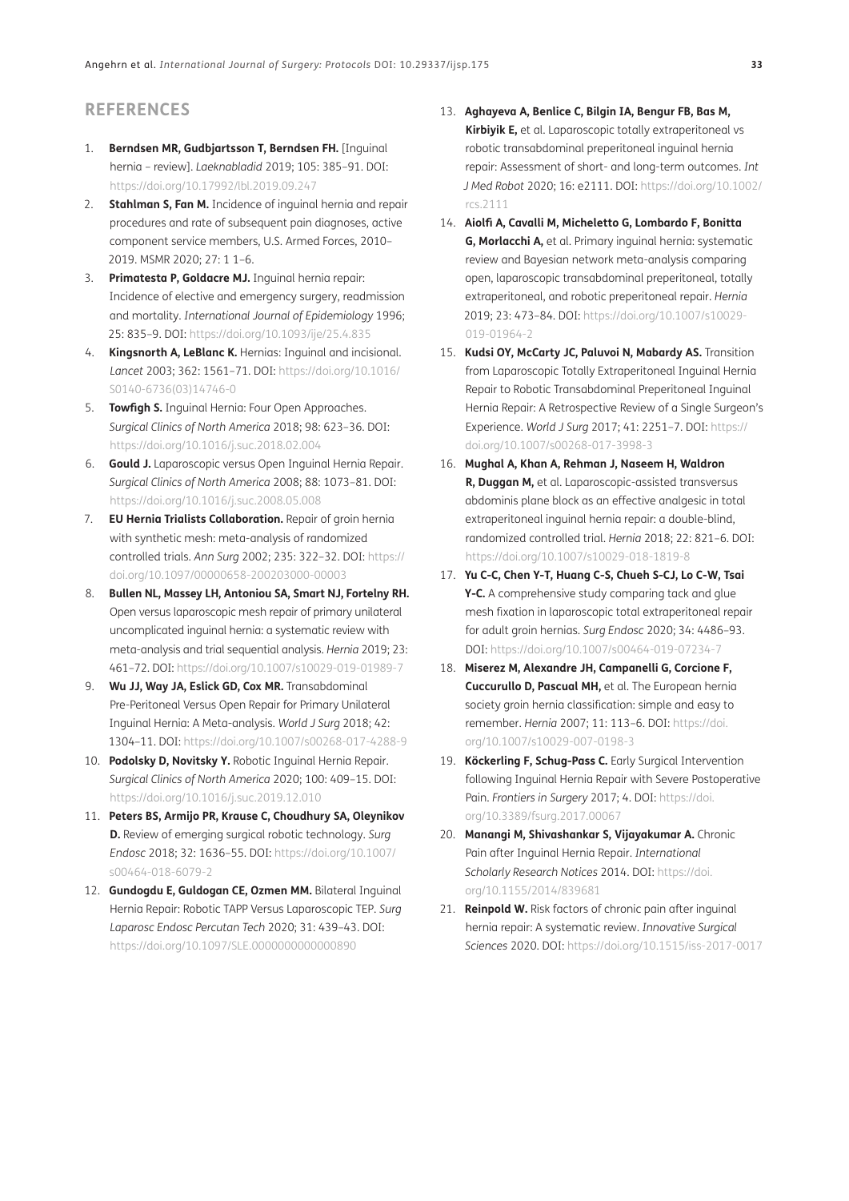## REFERENCES

1. **Berndsen MR, Gudbjartsson T, Berndsen FH.** [Inguinal hernia – review]. *Laeknabladid* 2019; 105: 385–91. DOI: https://doi.org/10.17992/lbl.2019.09.247
2. **Stahlman S, Fan M.** Incidence of inguinal hernia and repair procedures and rate of subsequent pain diagnoses, active component service members, U.S. Armed Forces, 2010–2019. MSMR 2020; 27: 1 1–6.
3. **Primatesta P, Goldacre MJ.** Inguinal hernia repair: Incidence of elective and emergency surgery, readmission and mortality. *International Journal of Epidemiology* 1996; 25: 835–9. DOI: https://doi.org/10.1093/ije/25.4.835
4. **Kingsnorth A, LeBlanc K.** Hernias: Inguinal and incisional. *Lancet* 2003; 362: 1561–71. DOI: https://doi.org/10.1016/S0140-6736(03)14746-0
5. **Towfigh S.** Inguinal Hernia: Four Open Approaches. *Surgical Clinics of North America* 2018; 98: 623–36. DOI: https://doi.org/10.1016/j.suc.2018.02.004
6. **Gould J.** Laparoscopic versus Open Inguinal Hernia Repair. *Surgical Clinics of North America* 2008; 88: 1073–81. DOI: https://doi.org/10.1016/j.suc.2008.05.008
7. **EU Hernia Trialists Collaboration.** Repair of groin hernia with synthetic mesh: meta-analysis of randomized controlled trials. *Ann Surg* 2002; 235: 322–32. DOI: https://doi.org/10.1097/00000658-200203000-00003
8. **Bullen NL, Massey LH, Antoniou SA, Smart NJ, Fortelny RH.** Open versus laparoscopic mesh repair of primary unilateral uncomplicated inguinal hernia: a systematic review with meta-analysis and trial sequential analysis. *Hernia* 2019; 23: 461–72. DOI: https://doi.org/10.1007/s10029-019-01989-7
9. **Wu JJ, Way JA, Eslick GD, Cox MR.** Transabdominal Pre-Peritoneal Versus Open Repair for Primary Unilateral Inguinal Hernia: A Meta-analysis. *World J Surg* 2018; 42: 1304–11. DOI: https://doi.org/10.1007/s00268-017-4288-9
10. **Podolsky D, Novitsky Y.** Robotic Inguinal Hernia Repair. *Surgical Clinics of North America* 2020; 100: 409–15. DOI: https://doi.org/10.1016/j.suc.2019.12.010
11. **Peters BS, Armijo PR, Krause C, Choudhury SA, Oleynikov D.** Review of emerging surgical robotic technology. *Surg Endosc* 2018; 32: 1636–55. DOI: https://doi.org/10.1007/s00464-018-6079-2
12. **Gundogdu E, Guldogan CE, Ozmen MM.** Bilateral Inguinal Hernia Repair: Robotic TAPP Versus Laparoscopic TEP. *Surg Laparosc Endosc Percutan Tech* 2020; 31: 439–43. DOI: https://doi.org/10.1097/SLE.0000000000000890
13. **Aghayeva A, Benlice C, Bilgin IA, Bengur FB, Bas M, Kirbiyik E,** et al. Laparoscopic totally extraperitoneal vs robotic transabdominal preperitoneal inguinal hernia repair: Assessment of short- and long-term outcomes. *Int J Med Robot* 2020; 16: e2111. DOI: https://doi.org/10.1002/rcs.2111
14. **Aiolfi A, Cavalli M, Micheletto G, Lombardo F, Bonitta G, Morlacchi A,** et al. Primary inguinal hernia: systematic review and Bayesian network meta-analysis comparing open, laparoscopic transabdominal preperitoneal, totally extraperitoneal, and robotic preperitoneal repair. *Hernia* 2019; 23: 473–84. DOI: https://doi.org/10.1007/s10029-019-01964-2
15. **Kudsi OY, McCarty JC, Paluvoi N, Mabardy AS.** Transition from Laparoscopic Totally Extraperitoneal Inguinal Hernia Repair to Robotic Transabdominal Preperitoneal Inguinal Hernia Repair: A Retrospective Review of a Single Surgeon's Experience. *World J Surg* 2017; 41: 2251–7. DOI: https://doi.org/10.1007/s00268-017-3998-3
16. **Mughal A, Khan A, Rehman J, Naseem H, Waldron R, Duggan M,** et al. Laparoscopic-assisted transversus abdominis plane block as an effective analgesic in total extraperitoneal inguinal hernia repair: a double-blind, randomized controlled trial. *Hernia* 2018; 22: 821–6. DOI: https://doi.org/10.1007/s10029-018-1819-8
17. **Yu C-C, Chen Y-T, Huang C-S, Chueh S-CJ, Lo C-W, Tsai Y-C.** A comprehensive study comparing tack and glue mesh fixation in laparoscopic total extraperitoneal repair for adult groin hernias. *Surg Endosc* 2020; 34: 4486–93. DOI: https://doi.org/10.1007/s00464-019-07234-7
18. **Miserez M, Alexandre JH, Campanelli G, Corcione F, Cuccurullo D, Pascual MH,** et al. The European hernia society groin hernia classification: simple and easy to remember. *Hernia* 2007; 11: 113–6. DOI: https://doi.org/10.1007/s10029-007-0198-3
19. **Köckerling F, Schug-Pass C.** Early Surgical Intervention following Inguinal Hernia Repair with Severe Postoperative Pain. *Frontiers in Surgery* 2017; 4. DOI: https://doi.org/10.3389/fsurg.2017.00067
20. **Manangi M, Shivashankar S, Vijayakumar A.** Chronic Pain after Inguinal Hernia Repair. *International Scholarly Research Notices* 2014. DOI: https://doi.org/10.1155/2014/839681
21. **Reinpold W.** Risk factors of chronic pain after inguinal hernia repair: A systematic review. *Innovative Surgical Sciences* 2020. DOI: https://doi.org/10.1515/iss-2017-0017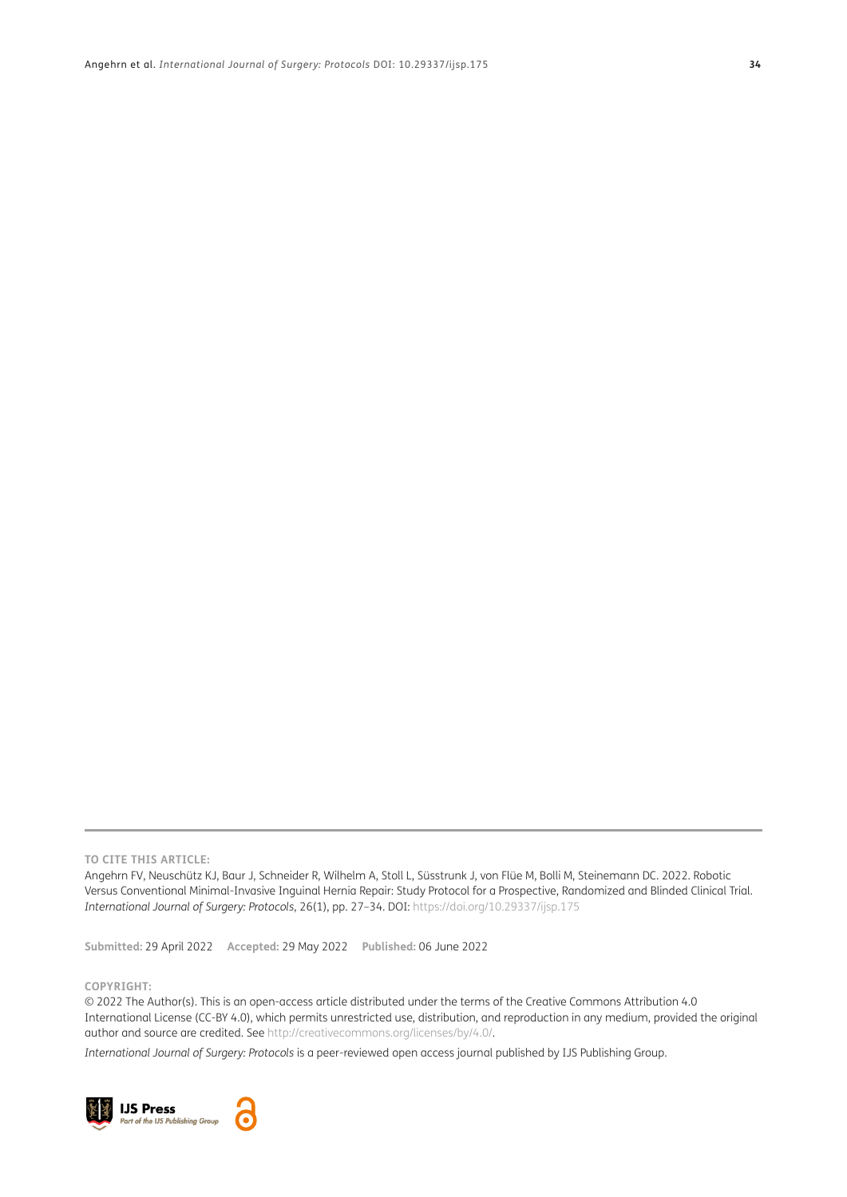**TO CITE THIS ARTICLE:**

Angehrn FV, Neuschütz KJ, Baur J, Schneider R, Wilhelm A, Stoll L, Süsstrunk J, von Flüe M, Bolli M, Steinemann DC. 2022. Robotic Versus Conventional Minimal-Invasive Inguinal Hernia Repair: Study Protocol for a Prospective, Randomized and Blinded Clinical Trial. *International Journal of Surgery: Protocols*, 26(1), pp. 27–34. DOI: https://doi.org/10.29337/ijsp.175

**Submitted:** 29 April 2022 **Accepted:** 29 May 2022 **Published:** 06 June 2022

**COPYRIGHT:**

© 2022 The Author(s). This is an open-access article distributed under the terms of the Creative Commons Attribution 4.0 International License (CC-BY 4.0), which permits unrestricted use, distribution, and reproduction in any medium, provided the original author and source are credited. See http://creativecommons.org/licenses/by/4.0/.

*International Journal of Surgery: Protocols* is a peer-reviewed open access journal published by IJS Publishing Group.

IJS Press
*Part of the IJS Publishing Group*